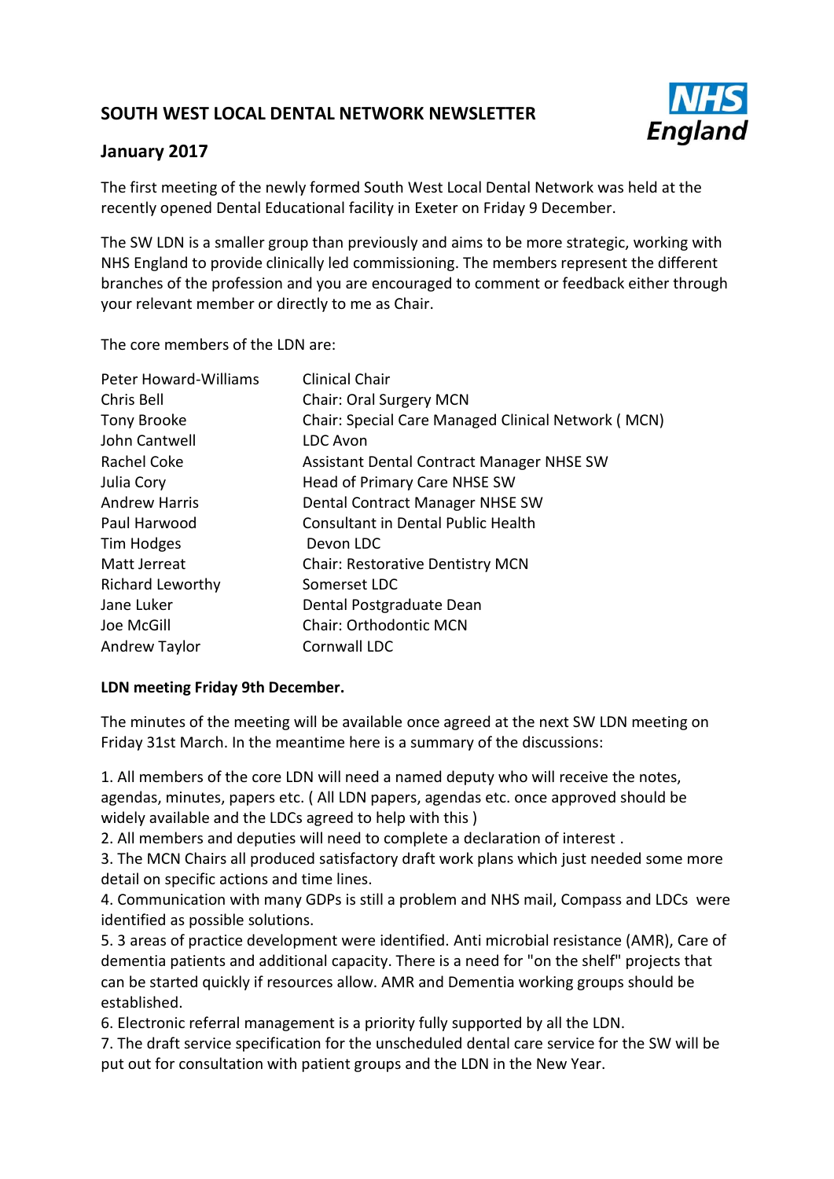# SOUTH WEST LOCAL DENTAL NETWORK NEWSLETTER

## January 2017

The first meeting of the newly formed South West Local Dental Network was held at the recently opened Dental Educational facility in Exeter on Friday 9 December.

The SW LDN is a smaller group than previously and aims to be more strategic, working with NHS England to provide clinically led commissioning. The members represent the different branches of the profession and you are encouraged to comment or feedback either through your relevant member or directly to me as Chair.

The core members of the LDN are:

| | |
|---|---|
| Peter Howard-Williams | Clinical Chair |
| Chris Bell | Chair: Oral Surgery MCN |
| Tony Brooke | Chair: Special Care Managed Clinical Network ( MCN) |
| John Cantwell | LDC Avon |
| Rachel Coke | Assistant Dental Contract Manager NHSE SW |
| Julia Cory | Head of Primary Care NHSE SW |
| Andrew Harris | Dental Contract Manager NHSE SW |
| Paul Harwood | Consultant in Dental Public Health |
| Tim Hodges | Devon LDC |
| Matt Jerreat | Chair: Restorative Dentistry MCN |
| Richard Leworthy | Somerset LDC |
| Jane Luker | Dental Postgraduate Dean |
| Joe McGill | Chair: Orthodontic MCN |
| Andrew Taylor | Cornwall LDC |

**LDN meeting Friday 9th December.**

The minutes of the meeting will be available once agreed at the next SW LDN meeting on Friday 31st March. In the meantime here is a summary of the discussions:

1. All members of the core LDN will need a named deputy who will receive the notes, agendas, minutes, papers etc. ( All LDN papers, agendas etc. once approved should be widely available and the LDCs agreed to help with this )
2. All members and deputies will need to complete a declaration of interest .
3. The MCN Chairs all produced satisfactory draft work plans which just needed some more detail on specific actions and time lines.
4. Communication with many GDPs is still a problem and NHS mail, Compass and LDCs were identified as possible solutions.
5. 3 areas of practice development were identified. Anti microbial resistance (AMR), Care of dementia patients and additional capacity. There is a need for "on the shelf" projects that can be started quickly if resources allow. AMR and Dementia working groups should be established.
6. Electronic referral management is a priority fully supported by all the LDN.
7. The draft service specification for the unscheduled dental care service for the SW will be put out for consultation with patient groups and the LDN in the New Year.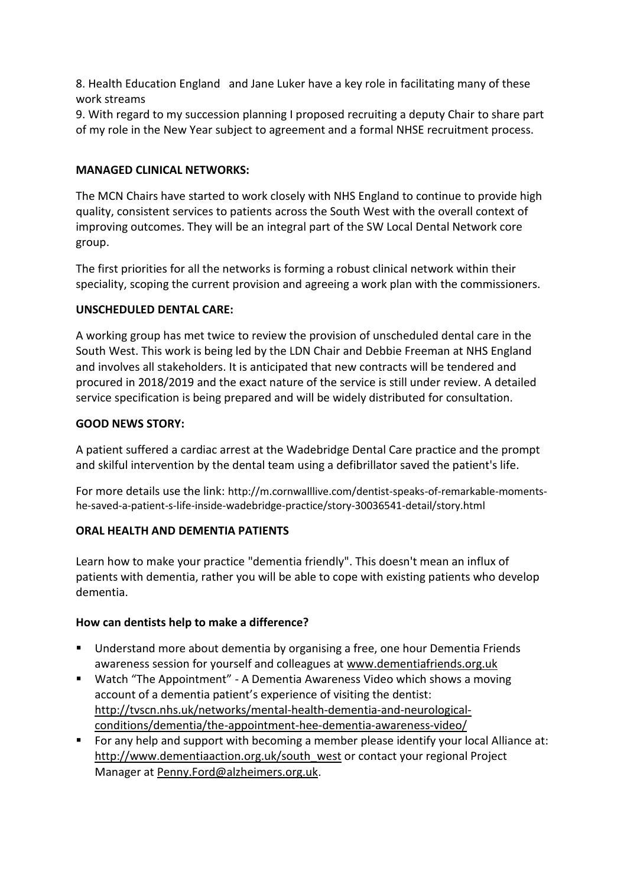8. Health Education England and Jane Luker have a key role in facilitating many of these work streams

9. With regard to my succession planning I proposed recruiting a deputy Chair to share part of my role in the New Year subject to agreement and a formal NHSE recruitment process.

**MANAGED CLINICAL NETWORKS:**

The MCN Chairs have started to work closely with NHS England to continue to provide high quality, consistent services to patients across the South West with the overall context of improving outcomes. They will be an integral part of the SW Local Dental Network core group.

The first priorities for all the networks is forming a robust clinical network within their speciality, scoping the current provision and agreeing a work plan with the commissioners.

**UNSCHEDULED DENTAL CARE:**

A working group has met twice to review the provision of unscheduled dental care in the South West. This work is being led by the LDN Chair and Debbie Freeman at NHS England and involves all stakeholders. It is anticipated that new contracts will be tendered and procured in 2018/2019 and the exact nature of the service is still under review. A detailed service specification is being prepared and will be widely distributed for consultation.

**GOOD NEWS STORY:**

A patient suffered a cardiac arrest at the Wadebridge Dental Care practice and the prompt and skilful intervention by the dental team using a defibrillator saved the patient's life.

For more details use the link: http://m.cornwalllive.com/dentist-speaks-of-remarkable-moments-he-saved-a-patient-s-life-inside-wadebridge-practice/story-30036541-detail/story.html

**ORAL HEALTH AND DEMENTIA PATIENTS**

Learn how to make your practice "dementia friendly". This doesn't mean an influx of patients with dementia, rather you will be able to cope with existing patients who develop dementia.

**How can dentists help to make a difference?**

- Understand more about dementia by organising a free, one hour Dementia Friends awareness session for yourself and colleagues at www.dementiafriends.org.uk
- Watch "The Appointment" - A Dementia Awareness Video which shows a moving account of a dementia patient's experience of visiting the dentist: http://tvscn.nhs.uk/networks/mental-health-dementia-and-neurological-conditions/dementia/the-appointment-hee-dementia-awareness-video/
- For any help and support with becoming a member please identify your local Alliance at: http://www.dementiaaction.org.uk/south_west or contact your regional Project Manager at Penny.Ford@alzheimers.org.uk.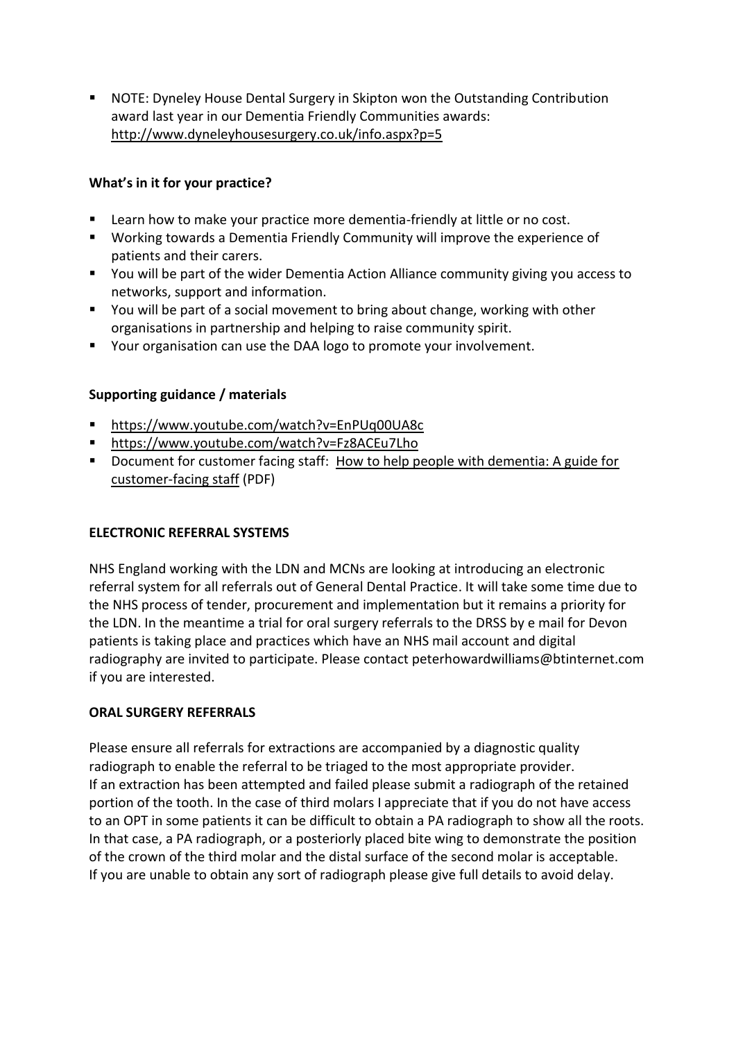- NOTE: Dyneley House Dental Surgery in Skipton won the Outstanding Contribution award last year in our Dementia Friendly Communities awards: http://www.dyneleyhousesurgery.co.uk/info.aspx?p=5

**What's in it for your practice?**

- Learn how to make your practice more dementia-friendly at little or no cost.
- Working towards a Dementia Friendly Community will improve the experience of patients and their carers.
- You will be part of the wider Dementia Action Alliance community giving you access to networks, support and information.
- You will be part of a social movement to bring about change, working with other organisations in partnership and helping to raise community spirit.
- Your organisation can use the DAA logo to promote your involvement.

**Supporting guidance / materials**

- https://www.youtube.com/watch?v=EnPUq00UA8c
- https://www.youtube.com/watch?v=Fz8ACEu7Lho
- Document for customer facing staff: How to help people with dementia: A guide for customer-facing staff (PDF)

**ELECTRONIC REFERRAL SYSTEMS**

NHS England working with the LDN and MCNs are looking at introducing an electronic referral system for all referrals out of General Dental Practice. It will take some time due to the NHS process of tender, procurement and implementation but it remains a priority for the LDN. In the meantime a trial for oral surgery referrals to the DRSS by e mail for Devon patients is taking place and practices which have an NHS mail account and digital radiography are invited to participate. Please contact peterhowardwilliams@btinternet.com if you are interested.

**ORAL SURGERY REFERRALS**

Please ensure all referrals for extractions are accompanied by a diagnostic quality radiograph to enable the referral to be triaged to the most appropriate provider.
If an extraction has been attempted and failed please submit a radiograph of the retained portion of the tooth. In the case of third molars I appreciate that if you do not have access to an OPT in some patients it can be difficult to obtain a PA radiograph to show all the roots. In that case, a PA radiograph, or a posteriorly placed bite wing to demonstrate the position of the crown of the third molar and the distal surface of the second molar is acceptable.
If you are unable to obtain any sort of radiograph please give full details to avoid delay.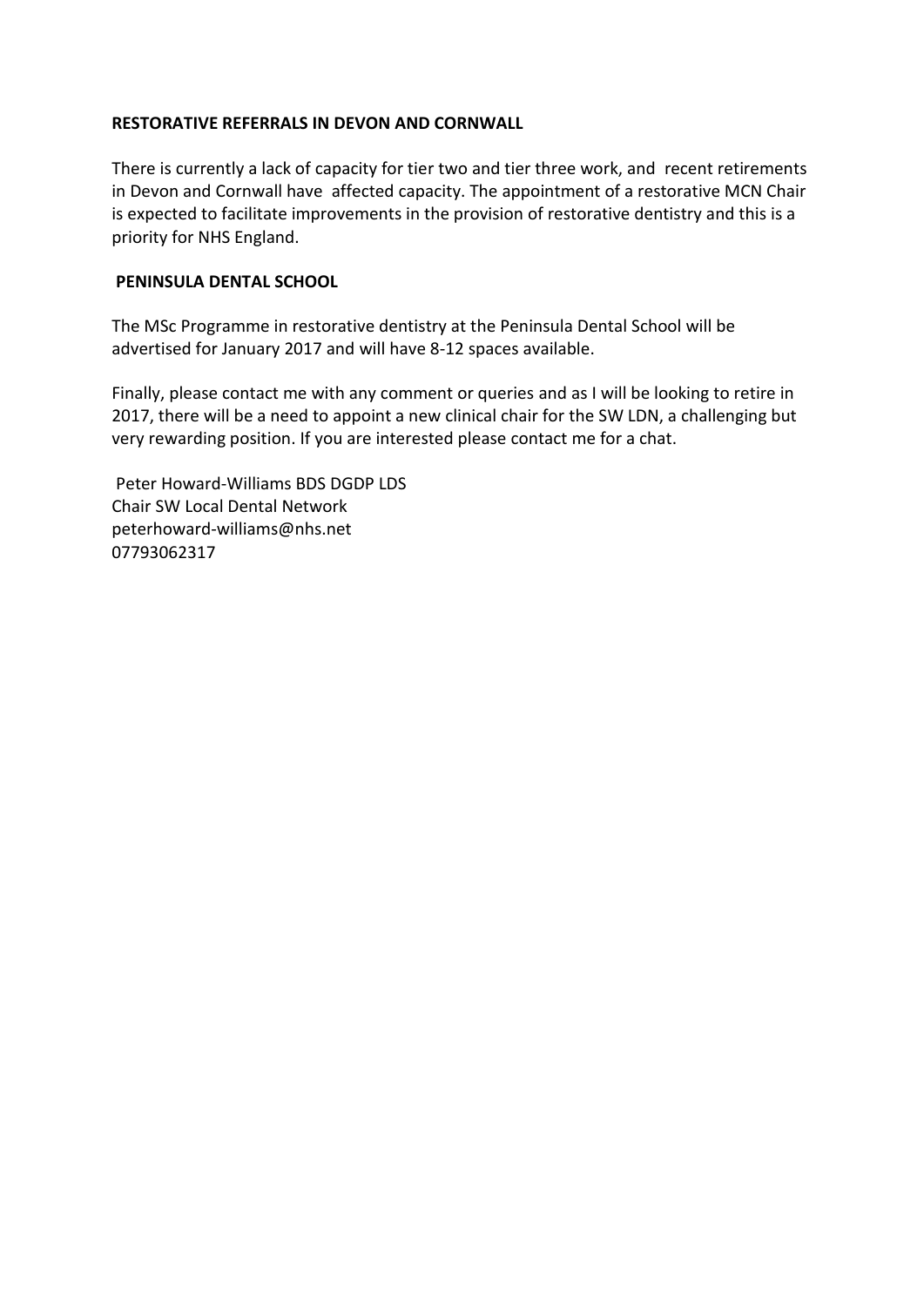**RESTORATIVE REFERRALS IN DEVON AND CORNWALL**

There is currently a lack of capacity for tier two and tier three work, and recent retirements in Devon and Cornwall have affected capacity. The appointment of a restorative MCN Chair is expected to facilitate improvements in the provision of restorative dentistry and this is a priority for NHS England.

**PENINSULA DENTAL SCHOOL**

The MSc Programme in restorative dentistry at the Peninsula Dental School will be advertised for January 2017 and will have 8-12 spaces available.

Finally, please contact me with any comment or queries and as I will be looking to retire in 2017, there will be a need to appoint a new clinical chair for the SW LDN, a challenging but very rewarding position. If you are interested please contact me for a chat.

Peter Howard-Williams BDS DGDP LDS
Chair SW Local Dental Network
peterhoward-williams@nhs.net
07793062317